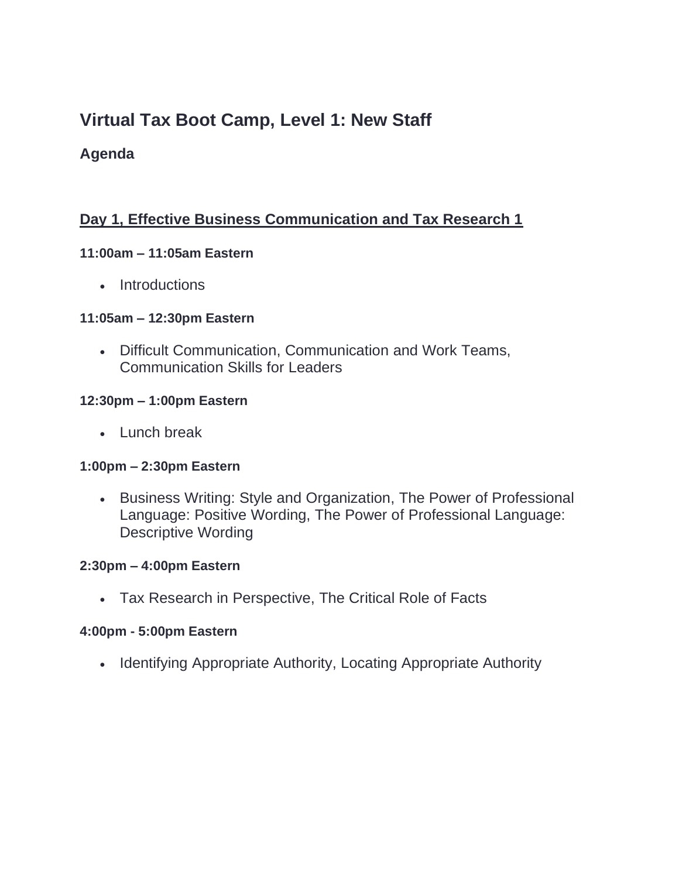# Virtual Tax Boot Camp, Level 1: New Staff

### Agenda

## Day 1, Effective Business Communication and Tax Research 1

**11:00am – 11:05am Eastern**

- Introductions

**11:05am – 12:30pm Eastern**

- Difficult Communication, Communication and Work Teams, Communication Skills for Leaders

**12:30pm – 1:00pm Eastern**

- Lunch break

**1:00pm – 2:30pm Eastern**

- Business Writing: Style and Organization, The Power of Professional Language: Positive Wording, The Power of Professional Language: Descriptive Wording

**2:30pm – 4:00pm Eastern**

- Tax Research in Perspective, The Critical Role of Facts

**4:00pm - 5:00pm Eastern**

- Identifying Appropriate Authority, Locating Appropriate Authority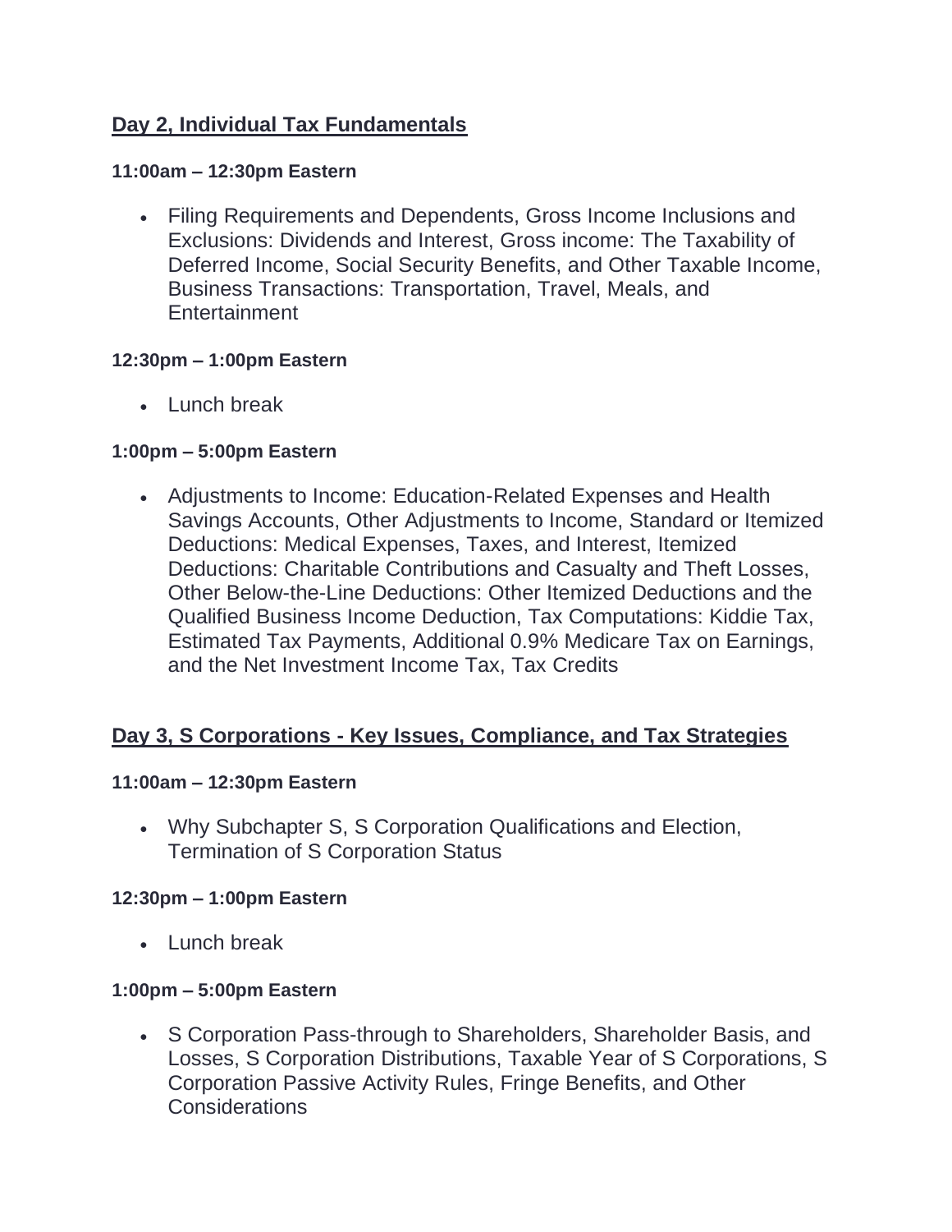## Day 2, Individual Tax Fundamentals

**11:00am – 12:30pm Eastern**

- Filing Requirements and Dependents, Gross Income Inclusions and Exclusions: Dividends and Interest, Gross income: The Taxability of Deferred Income, Social Security Benefits, and Other Taxable Income, Business Transactions: Transportation, Travel, Meals, and Entertainment

**12:30pm – 1:00pm Eastern**

- Lunch break

**1:00pm – 5:00pm Eastern**

- Adjustments to Income: Education-Related Expenses and Health Savings Accounts, Other Adjustments to Income, Standard or Itemized Deductions: Medical Expenses, Taxes, and Interest, Itemized Deductions: Charitable Contributions and Casualty and Theft Losses, Other Below-the-Line Deductions: Other Itemized Deductions and the Qualified Business Income Deduction, Tax Computations: Kiddie Tax, Estimated Tax Payments, Additional 0.9% Medicare Tax on Earnings, and the Net Investment Income Tax, Tax Credits

## Day 3, S Corporations - Key Issues, Compliance, and Tax Strategies

**11:00am – 12:30pm Eastern**

- Why Subchapter S, S Corporation Qualifications and Election, Termination of S Corporation Status

**12:30pm – 1:00pm Eastern**

- Lunch break

**1:00pm – 5:00pm Eastern**

- S Corporation Pass-through to Shareholders, Shareholder Basis, and Losses, S Corporation Distributions, Taxable Year of S Corporations, S Corporation Passive Activity Rules, Fringe Benefits, and Other Considerations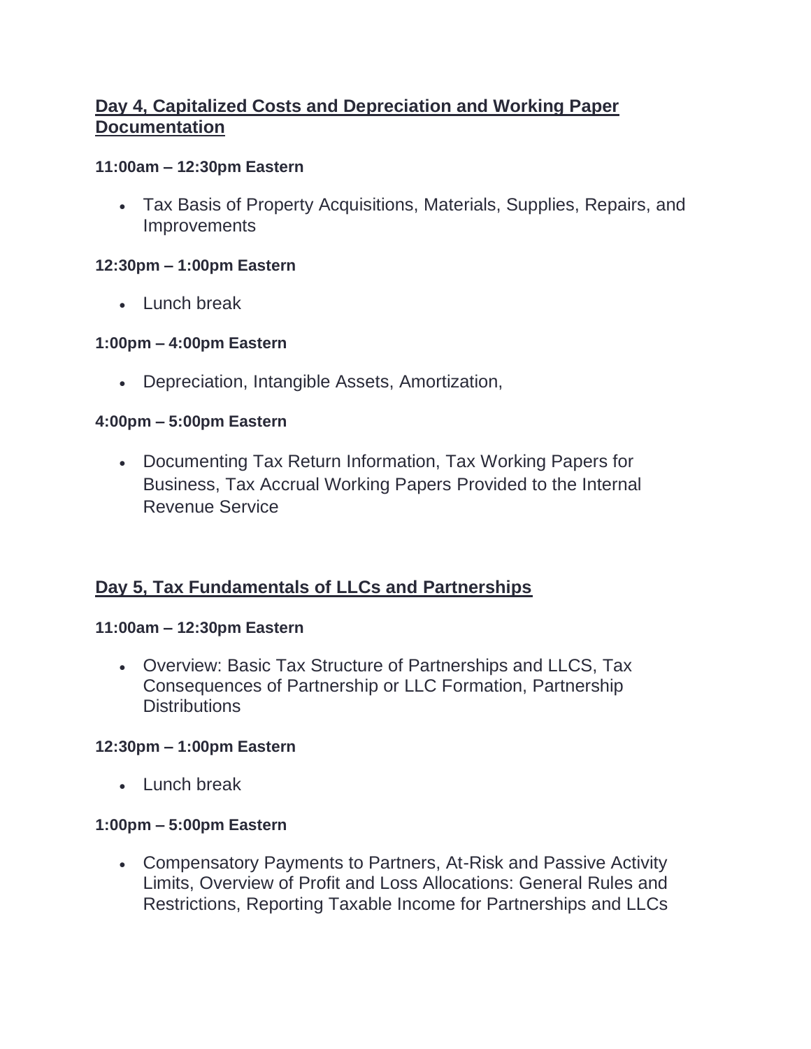## Day 4, Capitalized Costs and Depreciation and Working Paper Documentation

**11:00am – 12:30pm Eastern**

- Tax Basis of Property Acquisitions, Materials, Supplies, Repairs, and Improvements

**12:30pm – 1:00pm Eastern**

- Lunch break

**1:00pm – 4:00pm Eastern**

- Depreciation, Intangible Assets, Amortization,

**4:00pm – 5:00pm Eastern**

- Documenting Tax Return Information, Tax Working Papers for Business, Tax Accrual Working Papers Provided to the Internal Revenue Service

## Day 5, Tax Fundamentals of LLCs and Partnerships

**11:00am – 12:30pm Eastern**

- Overview: Basic Tax Structure of Partnerships and LLCS, Tax Consequences of Partnership or LLC Formation, Partnership Distributions

**12:30pm – 1:00pm Eastern**

- Lunch break

**1:00pm – 5:00pm Eastern**

- Compensatory Payments to Partners, At-Risk and Passive Activity Limits, Overview of Profit and Loss Allocations: General Rules and Restrictions, Reporting Taxable Income for Partnerships and LLCs